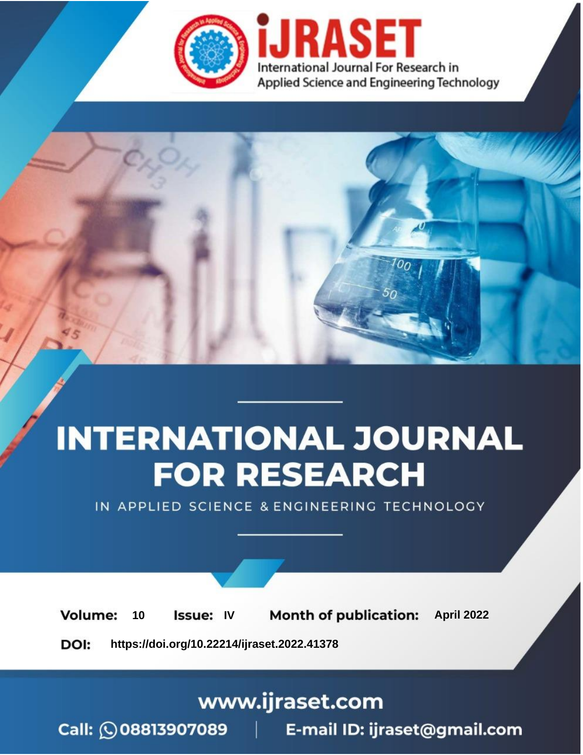iJRASET

International Journal For Research in Applied Science and Engineering Technology

# INTERNATIONAL JOURNAL FOR RESEARCH

IN APPLIED SCIENCE & ENGINEERING TECHNOLOGY

**Volume:** 10 **Issue:** IV **Month of publication:** April 2022

**DOI:** https://doi.org/10.22214/ijraset.2022.41378

www.ijraset.com

Call: 08813907089 | E-mail ID: ijraset@gmail.com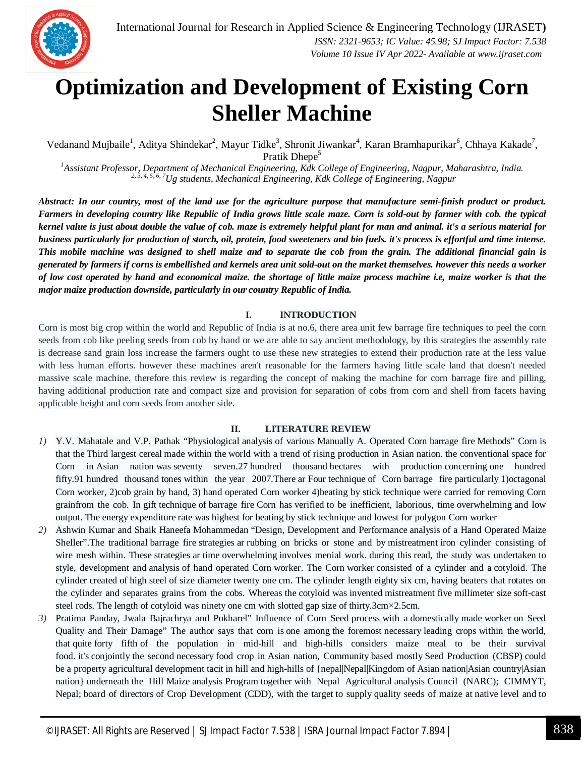# Optimization and Development of Existing Corn Sheller Machine

Vedanand Mujbaile[1], Aditya Shindekar[2], Mayur Tidke[3], Shronit Jiwankar[4], Karan Bramhapurikar[6], Chhaya Kakade[7], Pratik Dhepe[5]

[1]*Assistant Professor, Department of Mechanical Engineering, Kdk College of Engineering, Nagpur, Maharashtra, India.*
[2, 3, 4, 5, 6, 7]*Ug students, Mechanical Engineering, Kdk College of Engineering, Nagpur*

***Abstract:** In our country, most of the land use for the agriculture purpose that manufacture semi-finish product or product. Farmers in developing country like Republic of India grows little scale maze. Corn is sold-out by farmer with cob. the typical kernel value is just about double the value of cob. maze is extremely helpful plant for man and animal. it's a serious material for business particularly for production of starch, oil, protein, food sweeteners and bio fuels. it's process is effortful and time intense. This mobile machine was designed to shell maize and to separate the cob from the grain. The additional financial gain is generated by farmers if corns is embellished and kernels area unit sold-out on the market themselves. however this needs a worker of low cost operated by hand and economical maize. the shortage of little maize process machine i.e, maize worker is that the major maize production downside, particularly in our country Republic of India.*

## I. INTRODUCTION

Corn is most big crop within the world and Republic of India is at no.6, there area unit few barrage fire techniques to peel the corn seeds from cob like peeling seeds from cob by hand or we are able to say ancient methodology, by this strategies the assembly rate is decrease sand grain loss increase the farmers ought to use these new strategies to extend their production rate at the less value with less human efforts. however these machines aren't reasonable for the farmers having little scale land that doesn't needed massive scale machine. therefore this review is regarding the concept of making the machine for corn barrage fire and pilling, having additional production rate and compact size and provision for separation of cobs from corn and shell from facets having applicable height and corn seeds from another side.

## II. LITERATURE REVIEW

1) Y.V. Mahatale and V.P. Pathak "Physiological analysis of various Manually A. Operated Corn barrage fire Methods" Corn is that the Third largest cereal made within the world with a trend of rising production in Asian nation. the conventional space for Corn in Asian nation was seventy seven.27 hundred thousand hectares with production concerning one hundred fifty.91 hundred thousand tones within the year 2007.There ar Four technique of Corn barrage fire particularly 1)octagonal Corn worker, 2)cob grain by hand, 3) hand operated Corn worker 4)beating by stick technique were carried for removing Corn grainfrom the cob. In gift technique of barrage fire Corn has verified to be inefficient, laborious, time overwhelming and low output. The energy expenditure rate was highest for beating by stick technique and lowest for polygon Corn worker
2) Ashwin Kumar and Shaik Haneefa Mohammedan "Design, Development and Performance analysis of a Hand Operated Maize Sheller".The traditional barrage fire strategies ar rubbing on bricks or stone and by mistreatment iron cylinder consisting of wire mesh within. These strategies ar time overwhelming involves menial work. during this read, the study was undertaken to style, development and analysis of hand operated Corn worker. The Corn worker consisted of a cylinder and a cotyloid. The cylinder created of high steel of size diameter twenty one cm. The cylinder length eighty six cm, having beaters that rotates on the cylinder and separates grains from the cobs. Whereas the cotyloid was invented mistreatment five millimeter size soft-cast steel rods. The length of cotyloid was ninety one cm with slotted gap size of thirty.3cm×2.5cm.
3) Pratima Panday, Jwala Bajrachrya and Pokharel" Influence of Corn Seed process with a domestically made worker on Seed Quality and Their Damage" The author says that corn is one among the foremost necessary leading crops within the world, that quite forty fifth of the population in mid-hill and high-hills considers maize meal to be their survival food. it's conjointly the second necessary food crop in Asian nation, Community based mostly Seed Production (CBSP) could be a property agricultural development tacit in hill and high-hills of {nepal|Nepal|Kingdom of Asian nation|Asian country|Asian nation} underneath the Hill Maize analysis Program together with Nepal Agricultural analysis Council (NARC); CIMMYT, Nepal; board of directors of Crop Development (CDD), with the target to supply quality seeds of maize at native level and to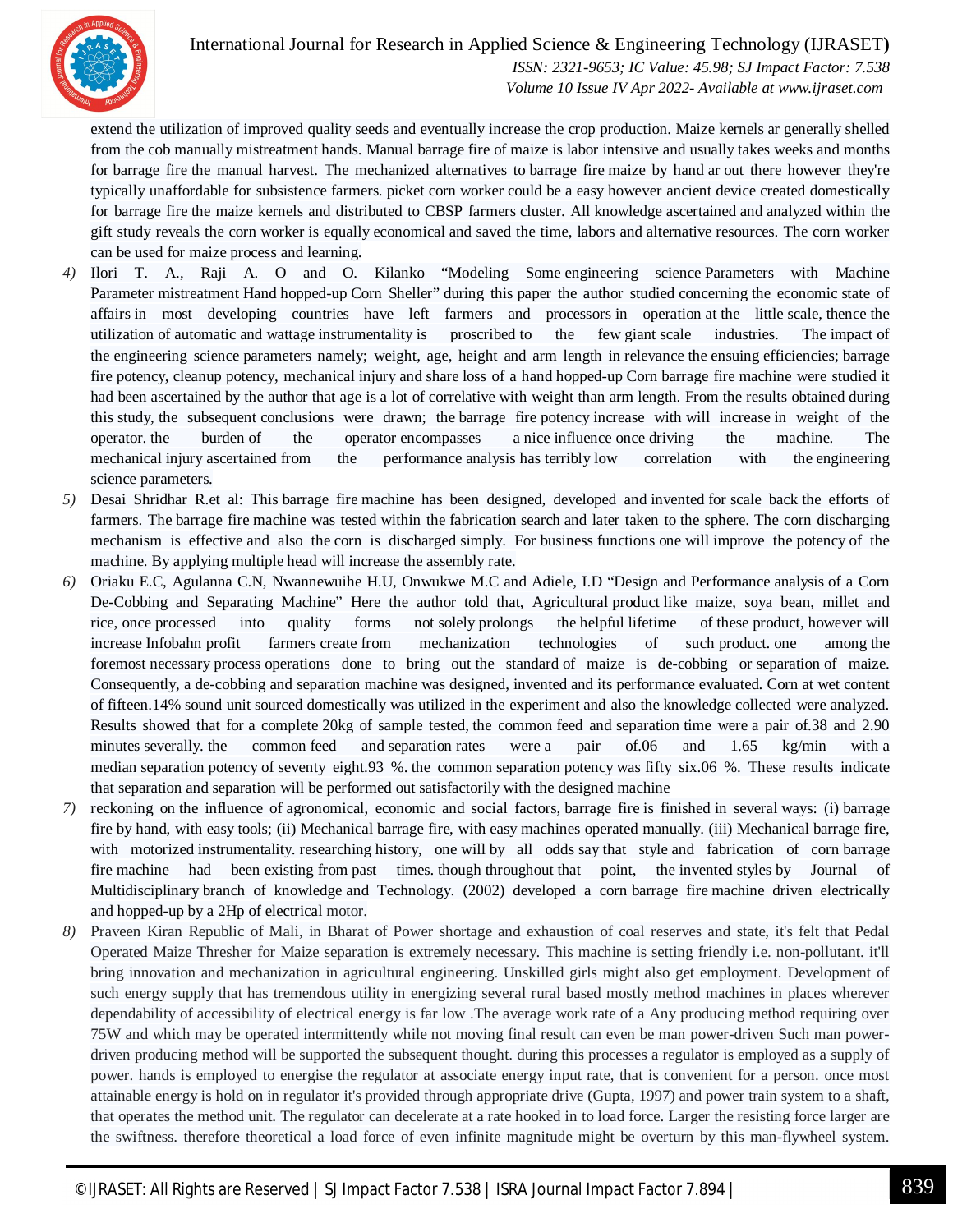extend the utilization of improved quality seeds and eventually increase the crop production. Maize kernels ar generally shelled from the cob manually mistreatment hands. Manual barrage fire of maize is labor intensive and usually takes weeks and months for barrage fire the manual harvest. The mechanized alternatives to barrage fire maize by hand ar out there however they're typically unaffordable for subsistence farmers. picket corn worker could be a easy however ancient device created domestically for barrage fire the maize kernels and distributed to CBSP farmers cluster. All knowledge ascertained and analyzed within the gift study reveals the corn worker is equally economical and saved the time, labors and alternative resources. The corn worker can be used for maize process and learning.

4) Ilori T. A., Raji A. O and O. Kilanko "Modeling Some engineering science Parameters with Machine Parameter mistreatment Hand hopped-up Corn Sheller" during this paper the author studied concerning the economic state of affairs in most developing countries have left farmers and processors in operation at the little scale, thence the utilization of automatic and wattage instrumentality is proscribed to the few giant scale industries. The impact of the engineering science parameters namely; weight, age, height and arm length in relevance the ensuing efficiencies; barrage fire potency, cleanup potency, mechanical injury and share loss of a hand hopped-up Corn barrage fire machine were studied it had been ascertained by the author that age is a lot of correlative with weight than arm length. From the results obtained during this study, the subsequent conclusions were drawn; the barrage fire potency increase with will increase in weight of the operator. the burden of the operator encompasses a nice influence once driving the machine. The mechanical injury ascertained from the performance analysis has terribly low correlation with the engineering science parameters.

5) Desai Shridhar R.et al: This barrage fire machine has been designed, developed and invented for scale back the efforts of farmers. The barrage fire machine was tested within the fabrication search and later taken to the sphere. The corn discharging mechanism is effective and also the corn is discharged simply. For business functions one will improve the potency of the machine. By applying multiple head will increase the assembly rate.

6) Oriaku E.C, Agulanna C.N, Nwannewuihe H.U, Onwukwe M.C and Adiele, I.D "Design and Performance analysis of a Corn De-Cobbing and Separating Machine" Here the author told that, Agricultural product like maize, soya bean, millet and rice, once processed into quality forms not solely prolongs the helpful lifetime of these product, however will increase Infobahn profit farmers create from mechanization technologies of such product. one among the foremost necessary process operations done to bring out the standard of maize is de-cobbing or separation of maize. Consequently, a de-cobbing and separation machine was designed, invented and its performance evaluated. Corn at wet content of fifteen.14% sound unit sourced domestically was utilized in the experiment and also the knowledge collected were analyzed. Results showed that for a complete 20kg of sample tested, the common feed and separation time were a pair of.38 and 2.90 minutes severally. the common feed and separation rates were a pair of.06 and 1.65 kg/min with a median separation potency of seventy eight.93 %. the common separation potency was fifty six.06 %. These results indicate that separation and separation will be performed out satisfactorily with the designed machine

7) reckoning on the influence of agronomical, economic and social factors, barrage fire is finished in several ways: (i) barrage fire by hand, with easy tools; (ii) Mechanical barrage fire, with easy machines operated manually. (iii) Mechanical barrage fire, with motorized instrumentality. researching history, one will by all odds say that style and fabrication of corn barrage fire machine had been existing from past times. though throughout that point, the invented styles by Journal of Multidisciplinary branch of knowledge and Technology. (2002) developed a corn barrage fire machine driven electrically and hopped-up by a 2Hp of electrical motor.

8) Praveen Kiran Republic of Mali, in Bharat of Power shortage and exhaustion of coal reserves and state, it's felt that Pedal Operated Maize Thresher for Maize separation is extremely necessary. This machine is setting friendly i.e. non-pollutant. it'll bring innovation and mechanization in agricultural engineering. Unskilled girls might also get employment. Development of such energy supply that has tremendous utility in energizing several rural based mostly method machines in places wherever dependability of accessibility of electrical energy is far low .The average work rate of a Any producing method requiring over 75W and which may be operated intermittently while not moving final result can even be man power-driven Such man power-driven producing method will be supported the subsequent thought. during this processes a regulator is employed as a supply of power. hands is employed to energise the regulator at associate energy input rate, that is convenient for a person. once most attainable energy is hold on in regulator it's provided through appropriate drive (Gupta, 1997) and power train system to a shaft, that operates the method unit. The regulator can decelerate at a rate hooked in to load force. Larger the resisting force larger are the swiftness. therefore theoretical a load force of even infinite magnitude might be overturn by this man-flywheel system.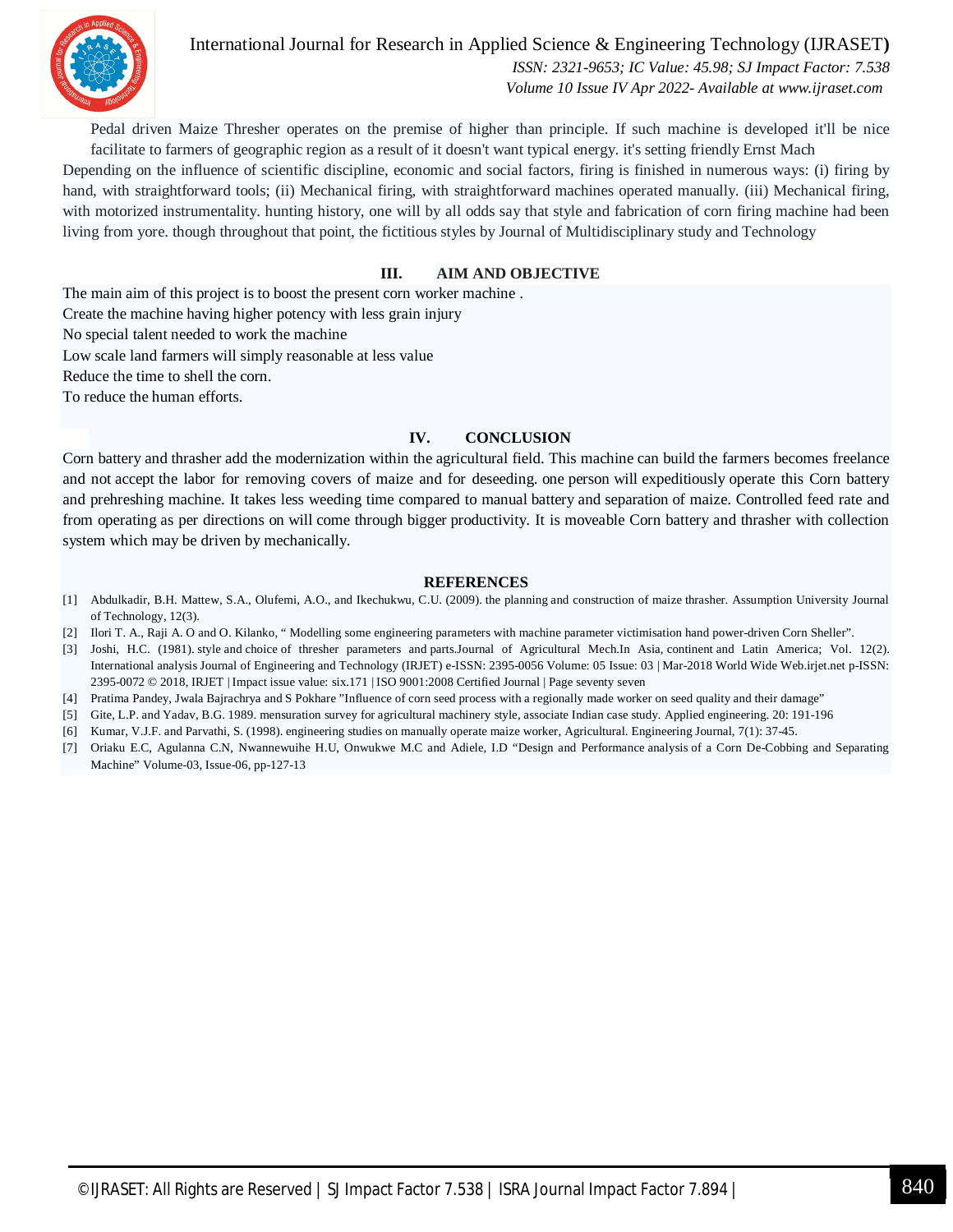Pedal driven Maize Thresher operates on the premise of higher than principle. If such machine is developed it'll be nice facilitate to farmers of geographic region as a result of it doesn't want typical energy. it's setting friendly Ernst Mach

Depending on the influence of scientific discipline, economic and social factors, firing is finished in numerous ways: (i) firing by hand, with straightforward tools; (ii) Mechanical firing, with straightforward machines operated manually. (iii) Mechanical firing, with motorized instrumentality. hunting history, one will by all odds say that style and fabrication of corn firing machine had been living from yore. though throughout that point, the fictitious styles by Journal of Multidisciplinary study and Technology

## III. AIM AND OBJECTIVE

The main aim of this project is to boost the present corn worker machine .

Create the machine having higher potency with less grain injury

No special talent needed to work the machine

Low scale land farmers will simply reasonable at less value

Reduce the time to shell the corn.

To reduce the human efforts.

## IV. CONCLUSION

Corn battery and thrasher add the modernization within the agricultural field. This machine can build the farmers becomes freelance and not accept the labor for removing covers of maize and for deseeding. one person will expeditiously operate this Corn battery and prehreshing machine. It takes less weeding time compared to manual battery and separation of maize. Controlled feed rate and from operating as per directions on will come through bigger productivity. It is moveable Corn battery and thrasher with collection system which may be driven by mechanically.

## REFERENCES

[1] Abdulkadir, B.H. Mattew, S.A., Olufemi, A.O., and Ikechukwu, C.U. (2009). the planning and construction of maize thrasher. Assumption University Journal of Technology, 12(3).

[2] Ilori T. A., Raji A. O and O. Kilanko, " Modelling some engineering parameters with machine parameter victimisation hand power-driven Corn Sheller".

[3] Joshi, H.C. (1981). style and choice of thresher parameters and parts.Journal of Agricultural Mech.In Asia, continent and Latin America; Vol. 12(2). International analysis Journal of Engineering and Technology (IRJET) e-ISSN: 2395-0056 Volume: 05 Issue: 03 | Mar-2018 World Wide Web.irjet.net p-ISSN: 2395-0072 © 2018, IRJET | Impact issue value: six.171 | ISO 9001:2008 Certified Journal | Page seventy seven

[4] Pratima Pandey, Jwala Bajrachrya and S Pokhare "Influence of corn seed process with a regionally made worker on seed quality and their damage"

[5] Gite, L.P. and Yadav, B.G. 1989. mensuration survey for agricultural machinery style, associate Indian case study. Applied engineering. 20: 191-196

[6] Kumar, V.J.F. and Parvathi, S. (1998). engineering studies on manually operate maize worker, Agricultural. Engineering Journal, 7(1): 37-45.

[7] Oriaku E.C, Agulanna C.N, Nwannewuihe H.U, Onwukwe M.C and Adiele, I.D "Design and Performance analysis of a Corn De-Cobbing and Separating Machine" Volume-03, Issue-06, pp-127-13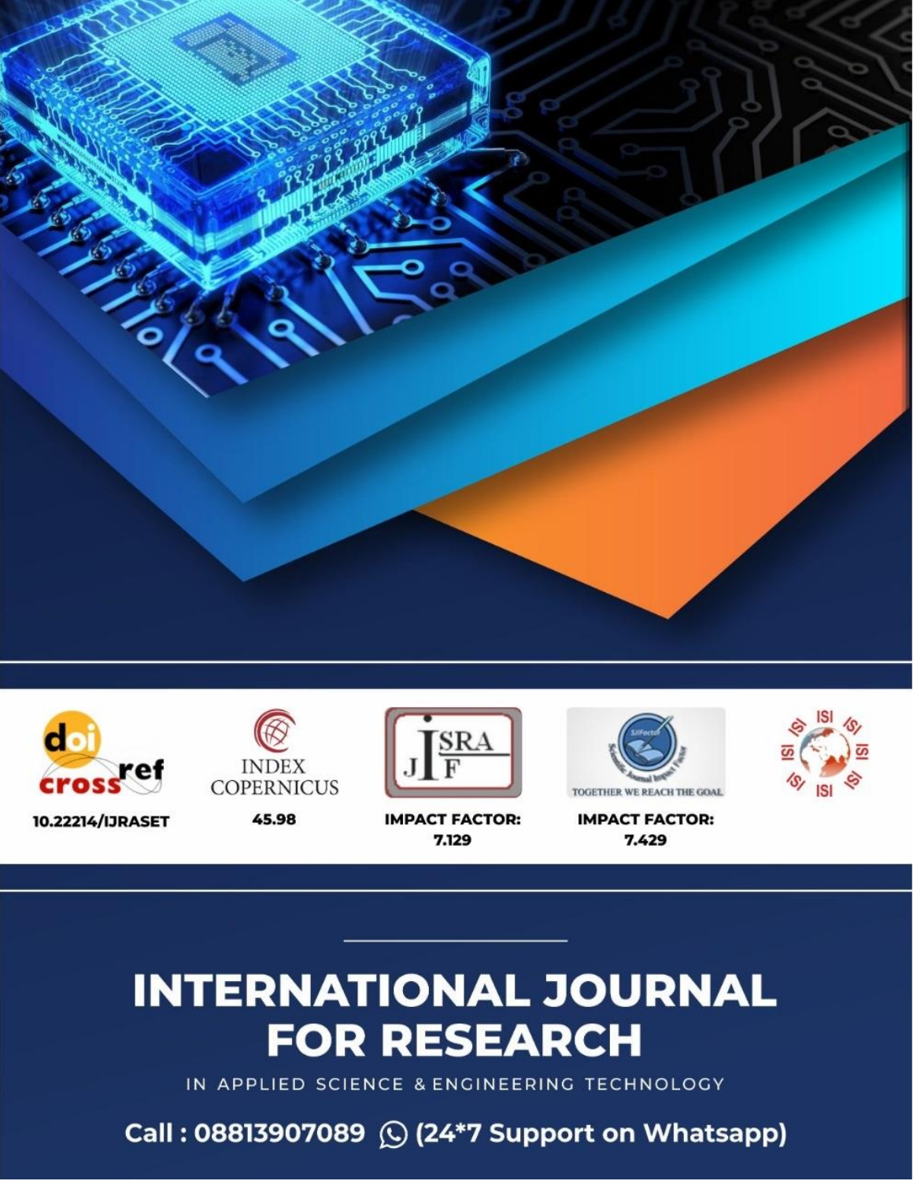10.22214/IJRASET

45.98

IMPACT FACTOR: 7.129

IMPACT FACTOR: 7.429

# INTERNATIONAL JOURNAL FOR RESEARCH

IN APPLIED SCIENCE & ENGINEERING TECHNOLOGY

Call : 08813907089 (24*7 Support on Whatsapp)